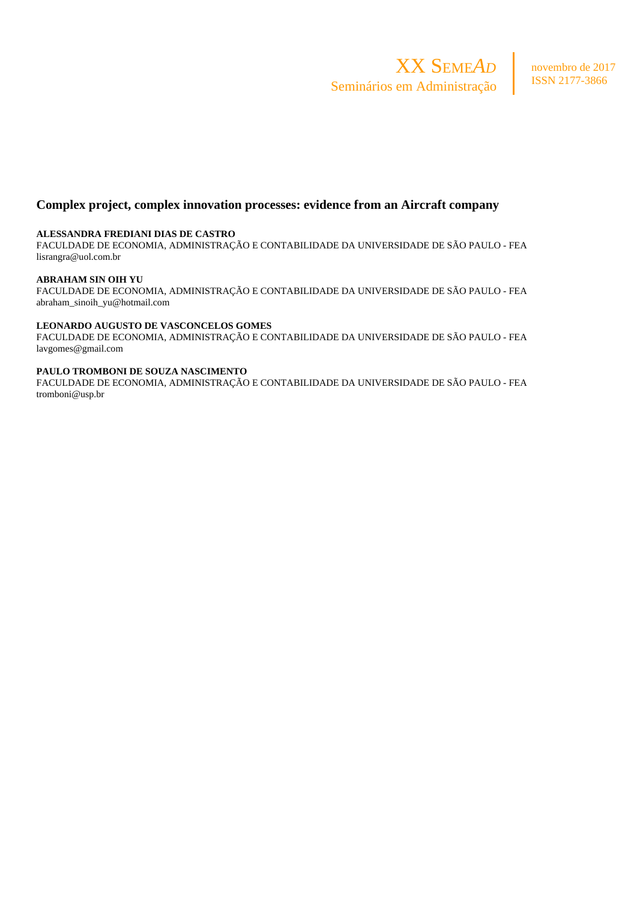# Complex project, complex innovation processes: evidence from an Aircraft company

**ALESSANDRA FREDIANI DIAS DE CASTRO**
FACULDADE DE ECONOMIA, ADMINISTRAÇÃO E CONTABILIDADE DA UNIVERSIDADE DE SÃO PAULO - FEA
lisrangra@uol.com.br

**ABRAHAM SIN OIH YU**
FACULDADE DE ECONOMIA, ADMINISTRAÇÃO E CONTABILIDADE DA UNIVERSIDADE DE SÃO PAULO - FEA
abraham_sinoih_yu@hotmail.com

**LEONARDO AUGUSTO DE VASCONCELOS GOMES**
FACULDADE DE ECONOMIA, ADMINISTRAÇÃO E CONTABILIDADE DA UNIVERSIDADE DE SÃO PAULO - FEA
lavgomes@gmail.com

**PAULO TROMBONI DE SOUZA NASCIMENTO**
FACULDADE DE ECONOMIA, ADMINISTRAÇÃO E CONTABILIDADE DA UNIVERSIDADE DE SÃO PAULO - FEA
tromboni@usp.br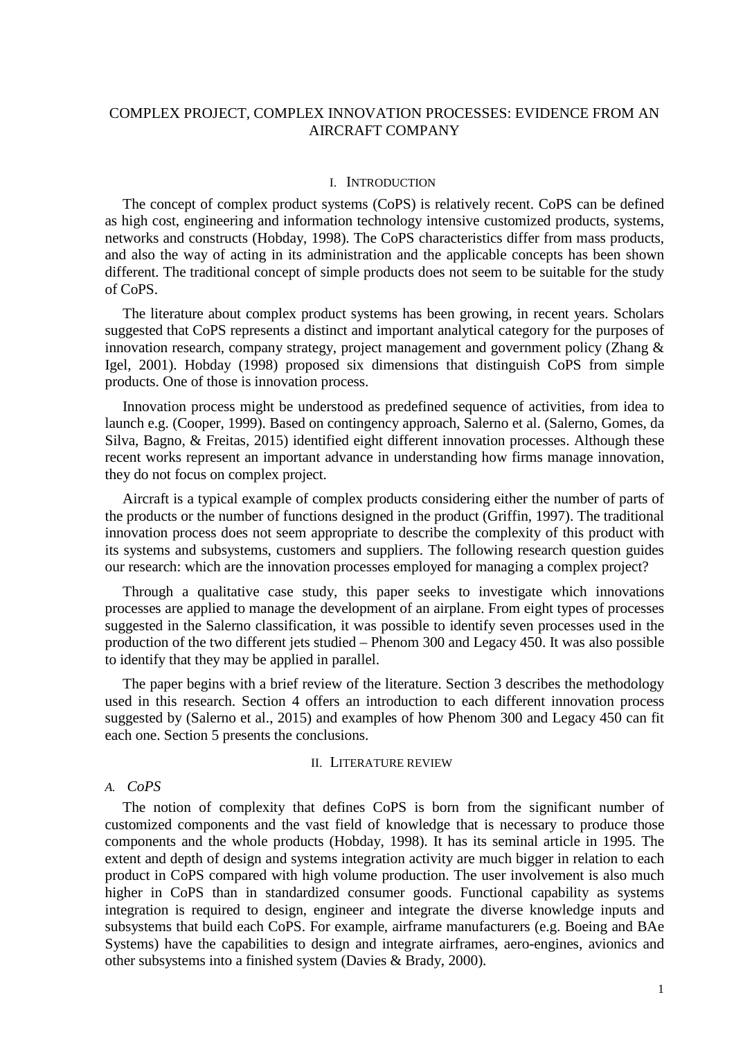# COMPLEX PROJECT, COMPLEX INNOVATION PROCESSES: EVIDENCE FROM AN AIRCRAFT COMPANY

## I. Introduction

The concept of complex product systems (CoPS) is relatively recent. CoPS can be defined as high cost, engineering and information technology intensive customized products, systems, networks and constructs (Hobday, 1998). The CoPS characteristics differ from mass products, and also the way of acting in its administration and the applicable concepts has been shown different. The traditional concept of simple products does not seem to be suitable for the study of CoPS.

The literature about complex product systems has been growing, in recent years. Scholars suggested that CoPS represents a distinct and important analytical category for the purposes of innovation research, company strategy, project management and government policy (Zhang & Igel, 2001). Hobday (1998) proposed six dimensions that distinguish CoPS from simple products. One of those is innovation process.

Innovation process might be understood as predefined sequence of activities, from idea to launch e.g. (Cooper, 1999). Based on contingency approach, Salerno et al. (Salerno, Gomes, da Silva, Bagno, & Freitas, 2015) identified eight different innovation processes. Although these recent works represent an important advance in understanding how firms manage innovation, they do not focus on complex project.

Aircraft is a typical example of complex products considering either the number of parts of the products or the number of functions designed in the product (Griffin, 1997). The traditional innovation process does not seem appropriate to describe the complexity of this product with its systems and subsystems, customers and suppliers. The following research question guides our research: which are the innovation processes employed for managing a complex project?

Through a qualitative case study, this paper seeks to investigate which innovations processes are applied to manage the development of an airplane. From eight types of processes suggested in the Salerno classification, it was possible to identify seven processes used in the production of the two different jets studied – Phenom 300 and Legacy 450. It was also possible to identify that they may be applied in parallel.

The paper begins with a brief review of the literature. Section 3 describes the methodology used in this research. Section 4 offers an introduction to each different innovation process suggested by (Salerno et al., 2015) and examples of how Phenom 300 and Legacy 450 can fit each one. Section 5 presents the conclusions.

## II. Literature review

### A. *CoPS*

The notion of complexity that defines CoPS is born from the significant number of customized components and the vast field of knowledge that is necessary to produce those components and the whole products (Hobday, 1998). It has its seminal article in 1995. The extent and depth of design and systems integration activity are much bigger in relation to each product in CoPS compared with high volume production. The user involvement is also much higher in CoPS than in standardized consumer goods. Functional capability as systems integration is required to design, engineer and integrate the diverse knowledge inputs and subsystems that build each CoPS. For example, airframe manufacturers (e.g. Boeing and BAe Systems) have the capabilities to design and integrate airframes, aero-engines, avionics and other subsystems into a finished system (Davies & Brady, 2000).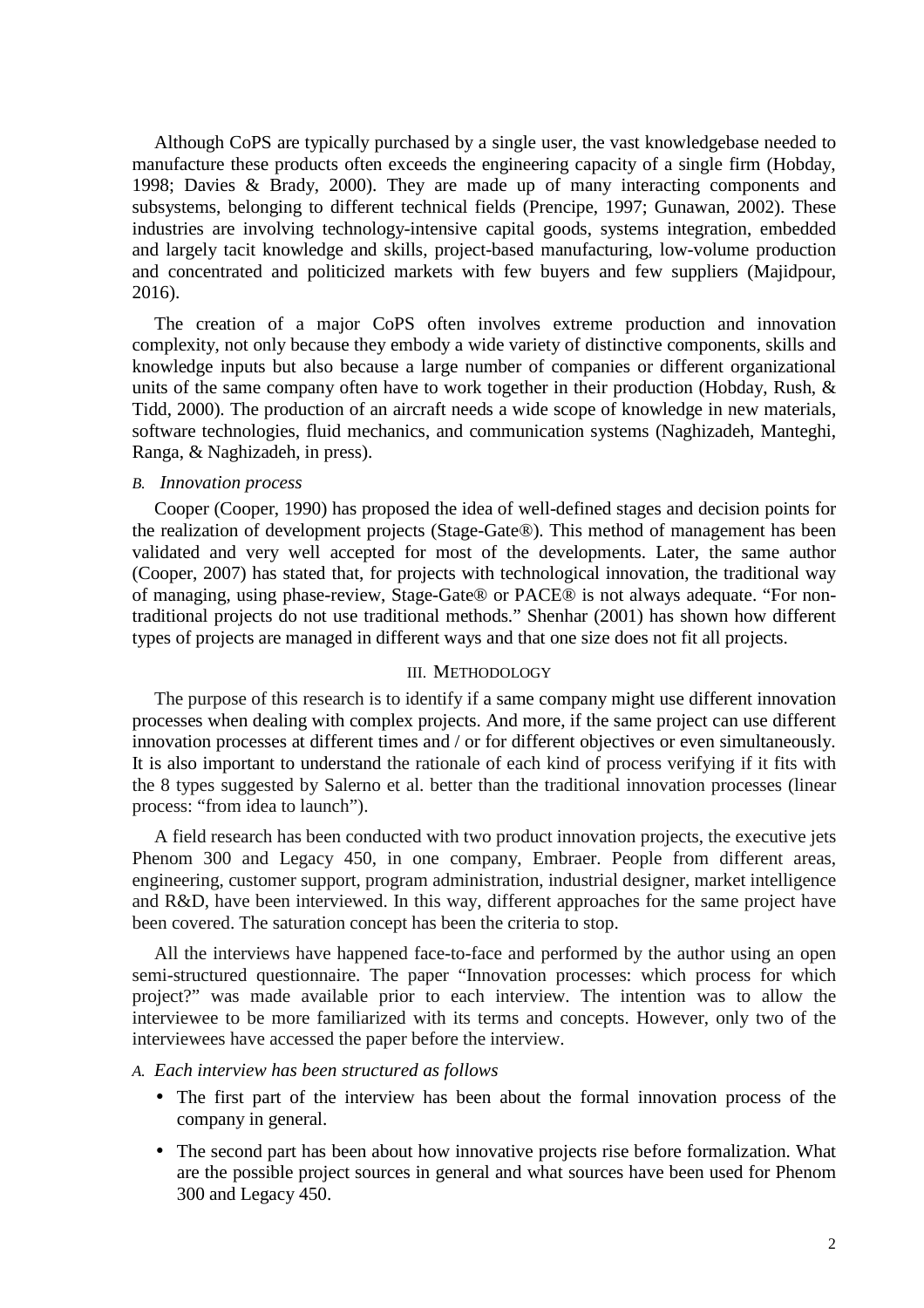Although CoPS are typically purchased by a single user, the vast knowledgebase needed to manufacture these products often exceeds the engineering capacity of a single firm (Hobday, 1998; Davies & Brady, 2000). They are made up of many interacting components and subsystems, belonging to different technical fields (Prencipe, 1997; Gunawan, 2002). These industries are involving technology-intensive capital goods, systems integration, embedded and largely tacit knowledge and skills, project-based manufacturing, low-volume production and concentrated and politicized markets with few buyers and few suppliers (Majidpour, 2016).

The creation of a major CoPS often involves extreme production and innovation complexity, not only because they embody a wide variety of distinctive components, skills and knowledge inputs but also because a large number of companies or different organizational units of the same company often have to work together in their production (Hobday, Rush, & Tidd, 2000). The production of an aircraft needs a wide scope of knowledge in new materials, software technologies, fluid mechanics, and communication systems (Naghizadeh, Manteghi, Ranga, & Naghizadeh, in press).

### B. *Innovation process*

Cooper (Cooper, 1990) has proposed the idea of well-defined stages and decision points for the realization of development projects (Stage-Gate®). This method of management has been validated and very well accepted for most of the developments. Later, the same author (Cooper, 2007) has stated that, for projects with technological innovation, the traditional way of managing, using phase-review, Stage-Gate® or PACE® is not always adequate. "For non-traditional projects do not use traditional methods." Shenhar (2001) has shown how different types of projects are managed in different ways and that one size does not fit all projects.

## III. Methodology

The purpose of this research is to identify if a same company might use different innovation processes when dealing with complex projects. And more, if the same project can use different innovation processes at different times and / or for different objectives or even simultaneously. It is also important to understand the rationale of each kind of process verifying if it fits with the 8 types suggested by Salerno et al. better than the traditional innovation processes (linear process: "from idea to launch").

A field research has been conducted with two product innovation projects, the executive jets Phenom 300 and Legacy 450, in one company, Embraer. People from different areas, engineering, customer support, program administration, industrial designer, market intelligence and R&D, have been interviewed. In this way, different approaches for the same project have been covered. The saturation concept has been the criteria to stop.

All the interviews have happened face-to-face and performed by the author using an open semi-structured questionnaire. The paper "Innovation processes: which process for which project?" was made available prior to each interview. The intention was to allow the interviewee to be more familiarized with its terms and concepts. However, only two of the interviewees have accessed the paper before the interview.

### A. *Each interview has been structured as follows*

- The first part of the interview has been about the formal innovation process of the company in general.
- The second part has been about how innovative projects rise before formalization. What are the possible project sources in general and what sources have been used for Phenom 300 and Legacy 450.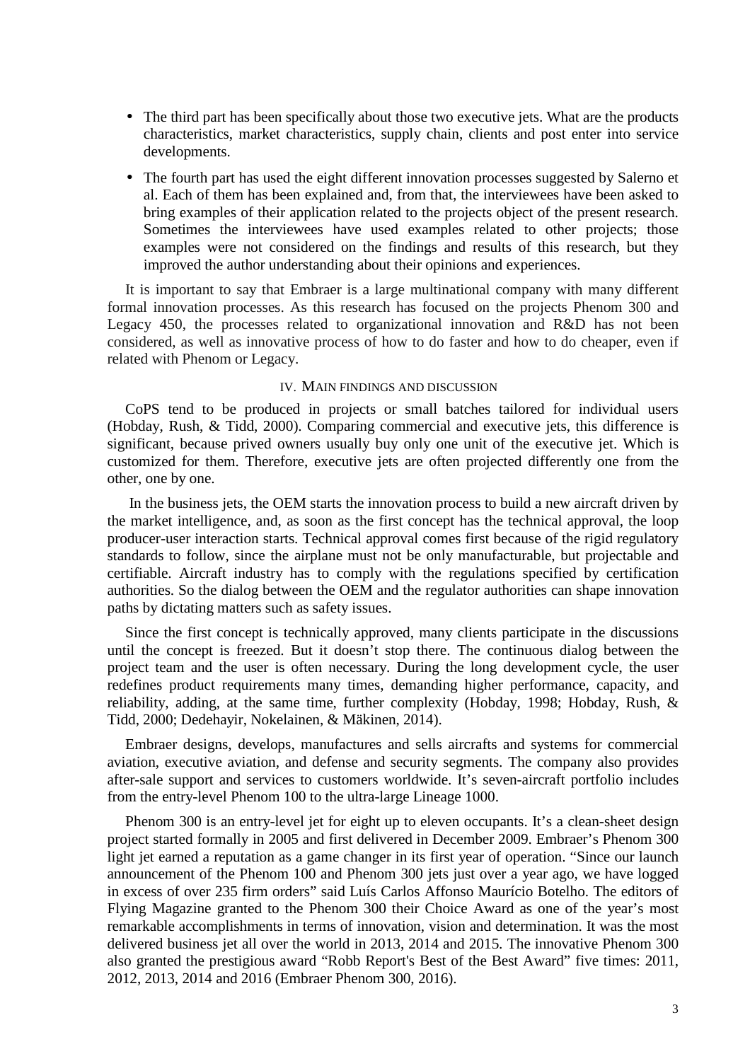- The third part has been specifically about those two executive jets. What are the products characteristics, market characteristics, supply chain, clients and post enter into service developments.
- The fourth part has used the eight different innovation processes suggested by Salerno et al. Each of them has been explained and, from that, the interviewees have been asked to bring examples of their application related to the projects object of the present research. Sometimes the interviewees have used examples related to other projects; those examples were not considered on the findings and results of this research, but they improved the author understanding about their opinions and experiences.

It is important to say that Embraer is a large multinational company with many different formal innovation processes. As this research has focused on the projects Phenom 300 and Legacy 450, the processes related to organizational innovation and R&D has not been considered, as well as innovative process of how to do faster and how to do cheaper, even if related with Phenom or Legacy.

## IV. Main findings and discussion

CoPS tend to be produced in projects or small batches tailored for individual users (Hobday, Rush, & Tidd, 2000). Comparing commercial and executive jets, this difference is significant, because prived owners usually buy only one unit of the executive jet. Which is customized for them. Therefore, executive jets are often projected differently one from the other, one by one.

In the business jets, the OEM starts the innovation process to build a new aircraft driven by the market intelligence, and, as soon as the first concept has the technical approval, the loop producer-user interaction starts. Technical approval comes first because of the rigid regulatory standards to follow, since the airplane must not be only manufacturable, but projectable and certifiable. Aircraft industry has to comply with the regulations specified by certification authorities. So the dialog between the OEM and the regulator authorities can shape innovation paths by dictating matters such as safety issues.

Since the first concept is technically approved, many clients participate in the discussions until the concept is freezed. But it doesn't stop there. The continuous dialog between the project team and the user is often necessary. During the long development cycle, the user redefines product requirements many times, demanding higher performance, capacity, and reliability, adding, at the same time, further complexity (Hobday, 1998; Hobday, Rush, & Tidd, 2000; Dedehayir, Nokelainen, & Mäkinen, 2014).

Embraer designs, develops, manufactures and sells aircrafts and systems for commercial aviation, executive aviation, and defense and security segments. The company also provides after-sale support and services to customers worldwide. It's seven-aircraft portfolio includes from the entry-level Phenom 100 to the ultra-large Lineage 1000.

Phenom 300 is an entry-level jet for eight up to eleven occupants. It's a clean-sheet design project started formally in 2005 and first delivered in December 2009. Embraer's Phenom 300 light jet earned a reputation as a game changer in its first year of operation. "Since our launch announcement of the Phenom 100 and Phenom 300 jets just over a year ago, we have logged in excess of over 235 firm orders" said Luís Carlos Affonso Maurício Botelho. The editors of Flying Magazine granted to the Phenom 300 their Choice Award as one of the year's most remarkable accomplishments in terms of innovation, vision and determination. It was the most delivered business jet all over the world in 2013, 2014 and 2015. The innovative Phenom 300 also granted the prestigious award "Robb Report's Best of the Best Award" five times: 2011, 2012, 2013, 2014 and 2016 (Embraer Phenom 300, 2016).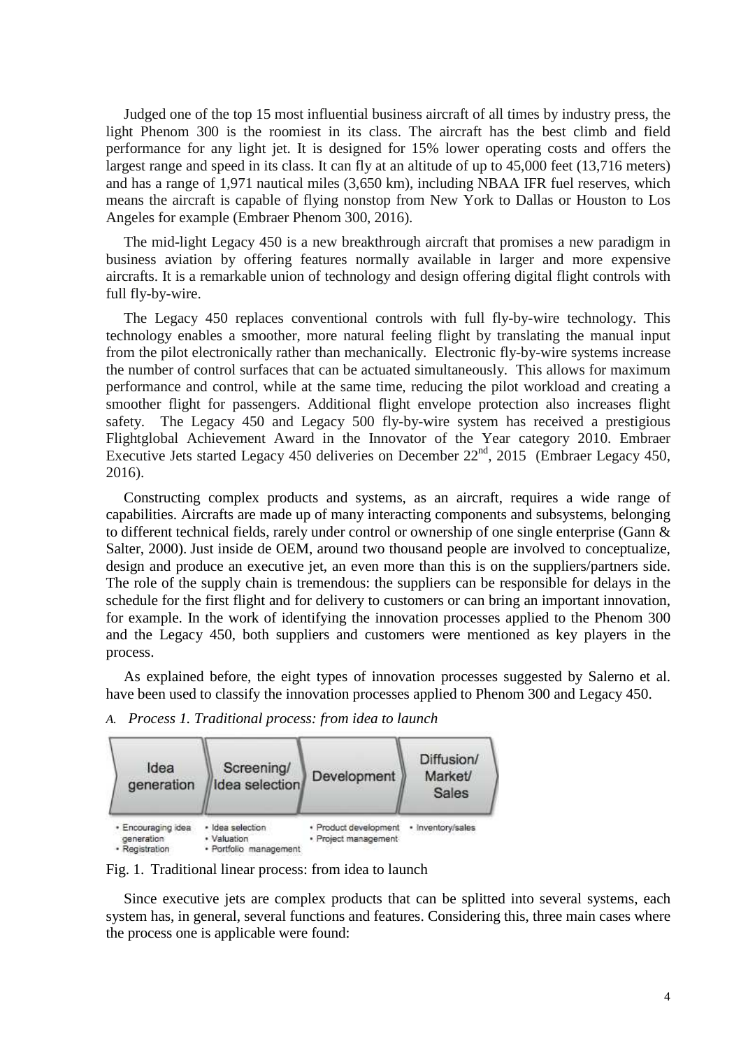Judged one of the top 15 most influential business aircraft of all times by industry press, the light Phenom 300 is the roomiest in its class. The aircraft has the best climb and field performance for any light jet. It is designed for 15% lower operating costs and offers the largest range and speed in its class. It can fly at an altitude of up to 45,000 feet (13,716 meters) and has a range of 1,971 nautical miles (3,650 km), including NBAA IFR fuel reserves, which means the aircraft is capable of flying nonstop from New York to Dallas or Houston to Los Angeles for example (Embraer Phenom 300, 2016).

The mid-light Legacy 450 is a new breakthrough aircraft that promises a new paradigm in business aviation by offering features normally available in larger and more expensive aircrafts. It is a remarkable union of technology and design offering digital flight controls with full fly-by-wire.

The Legacy 450 replaces conventional controls with full fly-by-wire technology. This technology enables a smoother, more natural feeling flight by translating the manual input from the pilot electronically rather than mechanically. Electronic fly-by-wire systems increase the number of control surfaces that can be actuated simultaneously. This allows for maximum performance and control, while at the same time, reducing the pilot workload and creating a smoother flight for passengers. Additional flight envelope protection also increases flight safety. The Legacy 450 and Legacy 500 fly-by-wire system has received a prestigious Flightglobal Achievement Award in the Innovator of the Year category 2010. Embraer Executive Jets started Legacy 450 deliveries on December 22nd, 2015 (Embraer Legacy 450, 2016).

Constructing complex products and systems, as an aircraft, requires a wide range of capabilities. Aircrafts are made up of many interacting components and subsystems, belonging to different technical fields, rarely under control or ownership of one single enterprise (Gann & Salter, 2000). Just inside de OEM, around two thousand people are involved to conceptualize, design and produce an executive jet, an even more than this is on the suppliers/partners side. The role of the supply chain is tremendous: the suppliers can be responsible for delays in the schedule for the first flight and for delivery to customers or can bring an important innovation, for example. In the work of identifying the innovation processes applied to the Phenom 300 and the Legacy 450, both suppliers and customers were mentioned as key players in the process.

As explained before, the eight types of innovation processes suggested by Salerno et al. have been used to classify the innovation processes applied to Phenom 300 and Legacy 450.

### A. *Process 1. Traditional process: from idea to launch*

Fig. 1. Traditional linear process: from idea to launch

Since executive jets are complex products that can be splitted into several systems, each system has, in general, several functions and features. Considering this, three main cases where the process one is applicable were found: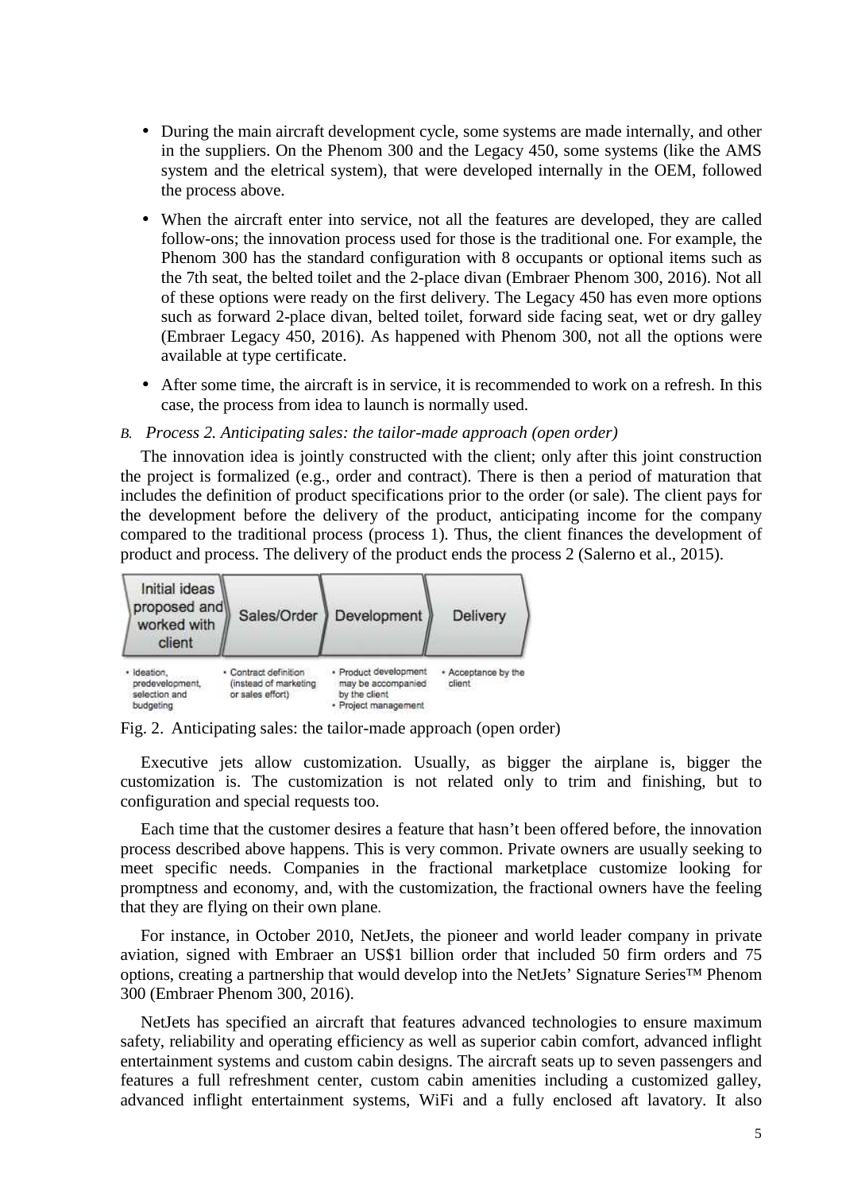- During the main aircraft development cycle, some systems are made internally, and other in the suppliers. On the Phenom 300 and the Legacy 450, some systems (like the AMS system and the eletrical system), that were developed internally in the OEM, followed the process above.
- When the aircraft enter into service, not all the features are developed, they are called follow-ons; the innovation process used for those is the traditional one. For example, the Phenom 300 has the standard configuration with 8 occupants or optional items such as the 7th seat, the belted toilet and the 2-place divan (Embraer Phenom 300, 2016). Not all of these options were ready on the first delivery. The Legacy 450 has even more options such as forward 2-place divan, belted toilet, forward side facing seat, wet or dry galley (Embraer Legacy 450, 2016). As happened with Phenom 300, not all the options were available at type certificate.
- After some time, the aircraft is in service, it is recommended to work on a refresh. In this case, the process from idea to launch is normally used.

### *B. Process 2. Anticipating sales: the tailor-made approach (open order)*

The innovation idea is jointly constructed with the client; only after this joint construction the project is formalized (e.g., order and contract). There is then a period of maturation that includes the definition of product specifications prior to the order (or sale). The client pays for the development before the delivery of the product, anticipating income for the company compared to the traditional process (process 1). Thus, the client finances the development of product and process. The delivery of the product ends the process 2 (Salerno et al., 2015).

| Initial ideas proposed and worked with client | Sales/Order | Development | Delivery |
|---|---|---|---|
| • Ideation, predevelopment, selection and budgeting | • Contract definition (instead of marketing or sales effort) | • Product development may be accompanied by the client<br>• Project management | • Acceptance by the client |

Fig. 2. Anticipating sales: the tailor-made approach (open order)

Executive jets allow customization. Usually, as bigger the airplane is, bigger the customization is. The customization is not related only to trim and finishing, but to configuration and special requests too.

Each time that the customer desires a feature that hasn't been offered before, the innovation process described above happens. This is very common. Private owners are usually seeking to meet specific needs. Companies in the fractional marketplace customize looking for promptness and economy, and, with the customization, the fractional owners have the feeling that they are flying on their own plane.

For instance, in October 2010, NetJets, the pioneer and world leader company in private aviation, signed with Embraer an US$1 billion order that included 50 firm orders and 75 options, creating a partnership that would develop into the NetJets' Signature Series™ Phenom 300 (Embraer Phenom 300, 2016).

NetJets has specified an aircraft that features advanced technologies to ensure maximum safety, reliability and operating efficiency as well as superior cabin comfort, advanced inflight entertainment systems and custom cabin designs. The aircraft seats up to seven passengers and features a full refreshment center, custom cabin amenities including a customized galley, advanced inflight entertainment systems, WiFi and a fully enclosed aft lavatory. It also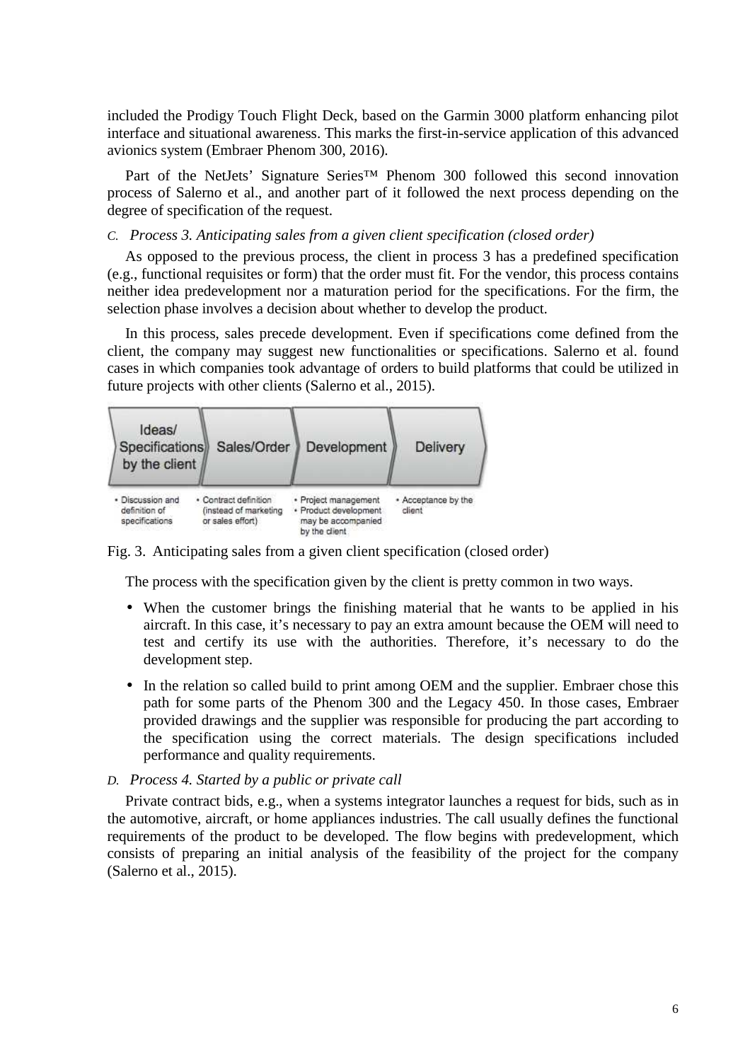included the Prodigy Touch Flight Deck, based on the Garmin 3000 platform enhancing pilot interface and situational awareness. This marks the first-in-service application of this advanced avionics system (Embraer Phenom 300, 2016).

Part of the NetJets' Signature Series™ Phenom 300 followed this second innovation process of Salerno et al., and another part of it followed the next process depending on the degree of specification of the request.

### *C. Process 3. Anticipating sales from a given client specification (closed order)*

As opposed to the previous process, the client in process 3 has a predefined specification (e.g., functional requisites or form) that the order must fit. For the vendor, this process contains neither idea predevelopment nor a maturation period for the specifications. For the firm, the selection phase involves a decision about whether to develop the product.

In this process, sales precede development. Even if specifications come defined from the client, the company may suggest new functionalities or specifications. Salerno et al. found cases in which companies took advantage of orders to build platforms that could be utilized in future projects with other clients (Salerno et al., 2015).

| Ideas/ Specifications by the client | Sales/Order | Development | Delivery |
| --- | --- | --- | --- |
| • Discussion and definition of specifications | • Contract definition (instead of marketing or sales effort) | • Project management • Product development may be accompanied by the client | • Acceptance by the client |

Fig. 3. Anticipating sales from a given client specification (closed order)

The process with the specification given by the client is pretty common in two ways.

- When the customer brings the finishing material that he wants to be applied in his aircraft. In this case, it's necessary to pay an extra amount because the OEM will need to test and certify its use with the authorities. Therefore, it's necessary to do the development step.
- In the relation so called build to print among OEM and the supplier. Embraer chose this path for some parts of the Phenom 300 and the Legacy 450. In those cases, Embraer provided drawings and the supplier was responsible for producing the part according to the specification using the correct materials. The design specifications included performance and quality requirements.

### *D. Process 4. Started by a public or private call*

Private contract bids, e.g., when a systems integrator launches a request for bids, such as in the automotive, aircraft, or home appliances industries. The call usually defines the functional requirements of the product to be developed. The flow begins with predevelopment, which consists of preparing an initial analysis of the feasibility of the project for the company (Salerno et al., 2015).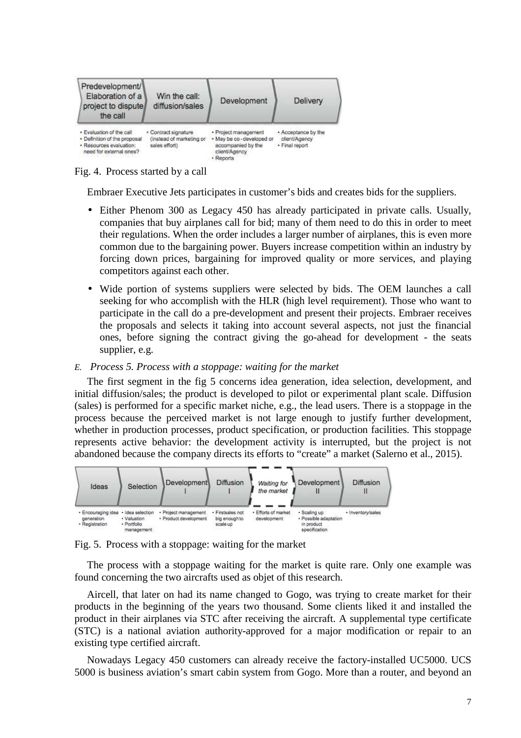| Predevelopment/ Elaboration of a project to dispute the call | Win the call: diffusion/sales | Development | Delivery |
|---|---|---|---|
| • Evaluation of the call • Definition of the proposal • Resources evaluation: need for external ones? | • Contract signature (instead of marketing or sales effort) | • Project management • May be co-developed or accompanied by the client/Agency • Reports | • Acceptance by the client/Agency • Final report |

Fig. 4. Process started by a call

Embraer Executive Jets participates in customer's bids and creates bids for the suppliers.

- Either Phenom 300 as Legacy 450 has already participated in private calls. Usually, companies that buy airplanes call for bid; many of them need to do this in order to meet their regulations. When the order includes a larger number of airplanes, this is even more common due to the bargaining power. Buyers increase competition within an industry by forcing down prices, bargaining for improved quality or more services, and playing competitors against each other.
- Wide portion of systems suppliers were selected by bids. The OEM launches a call seeking for who accomplish with the HLR (high level requirement). Those who want to participate in the call do a pre-development and present their projects. Embraer receives the proposals and selects it taking into account several aspects, not just the financial ones, before signing the contract giving the go-ahead for development - the seats supplier, e.g.

*E. Process 5. Process with a stoppage: waiting for the market*

The first segment in the fig 5 concerns idea generation, idea selection, development, and initial diffusion/sales; the product is developed to pilot or experimental plant scale. Diffusion (sales) is performed for a specific market niche, e.g., the lead users. There is a stoppage in the process because the perceived market is not large enough to justify further development, whether in production processes, product specification, or production facilities. This stoppage represents active behavior: the development activity is interrupted, but the project is not abandoned because the company directs its efforts to "create" a market (Salerno et al., 2015).

| Ideas | Selection | Development I | Diffusion I | *Waiting for the market* | Development II | Diffusion II |
|---|---|---|---|---|---|---|
| • Encouraging idea generation • Registration | • Idea selection • Valuation • Portfolio management | • Project management • Product development | • Firstsales not big enough to scale up | • Efforts of market development | • Scaling up • Possible adaptation in product specification | • Inventory/sales |

Fig. 5. Process with a stoppage: waiting for the market

The process with a stoppage waiting for the market is quite rare. Only one example was found concerning the two aircrafts used as objet of this research.

Aircell, that later on had its name changed to Gogo, was trying to create market for their products in the beginning of the years two thousand. Some clients liked it and installed the product in their airplanes via STC after receiving the aircraft. A supplemental type certificate (STC) is a national aviation authority-approved for a major modification or repair to an existing type certified aircraft.

Nowadays Legacy 450 customers can already receive the factory-installed UC5000. UCS 5000 is business aviation's smart cabin system from Gogo. More than a router, and beyond an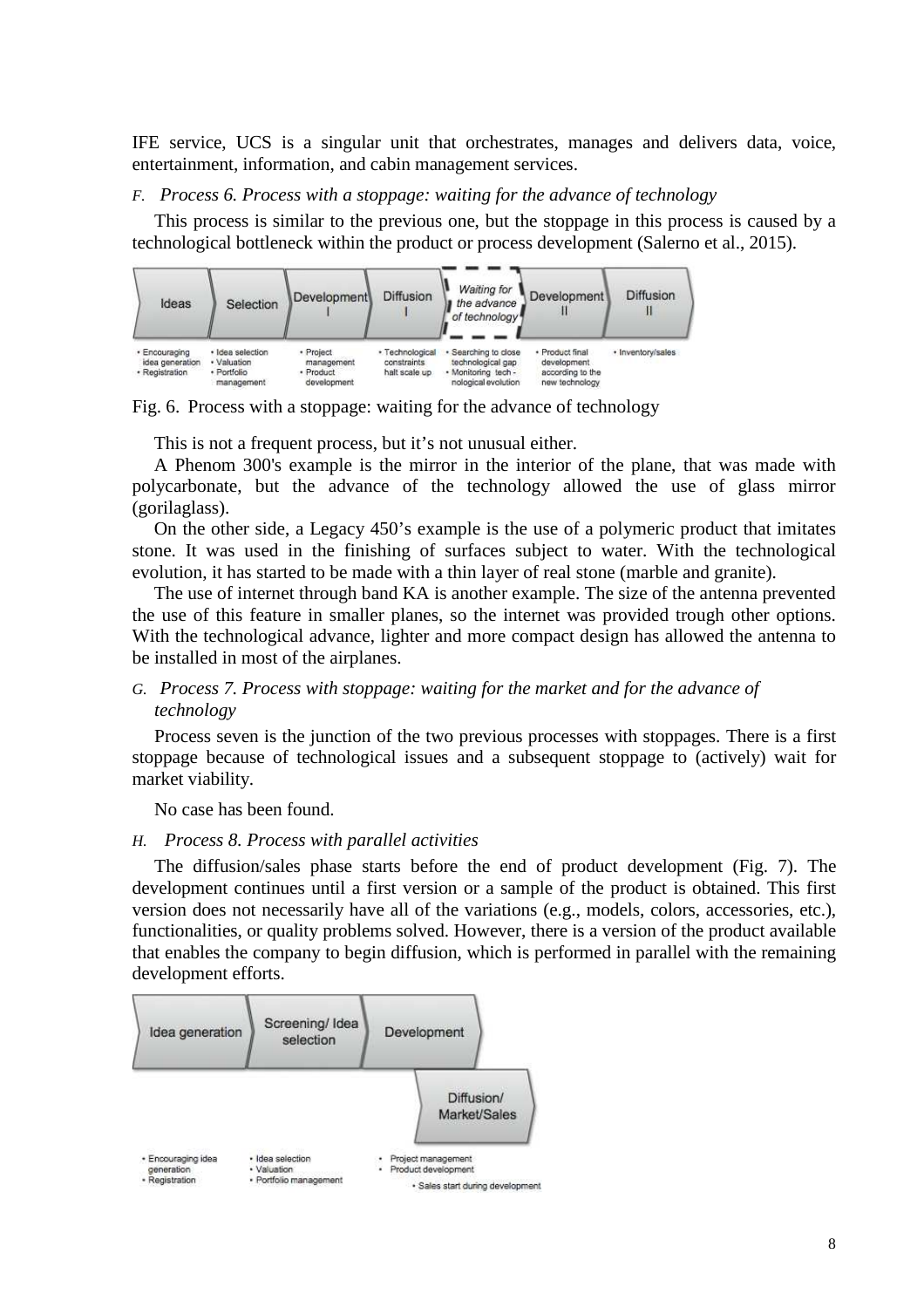IFE service, UCS is a singular unit that orchestrates, manages and delivers data, voice, entertainment, information, and cabin management services.

### *F. Process 6. Process with a stoppage: waiting for the advance of technology*

This process is similar to the previous one, but the stoppage in this process is caused by a technological bottleneck within the product or process development (Salerno et al., 2015).

| Ideas | Selection | Development I | Diffusion I | *Waiting for the advance of technology* | Development II | Diffusion II |
|---|---|---|---|---|---|---|
| • Encouraging idea generation<br>• Registration | • Idea selection<br>• Valuation<br>• Portfolio management | • Project management<br>• Product development | • Technological constraints halt scale up | • Searching to close technological gap<br>• Monitoring tech - nological evolution | • Product final development according to the new technology | • Inventory/sales |

Fig. 6. Process with a stoppage: waiting for the advance of technology

This is not a frequent process, but it's not unusual either.

A Phenom 300's example is the mirror in the interior of the plane, that was made with polycarbonate, but the advance of the technology allowed the use of glass mirror (gorilaglass).

On the other side, a Legacy 450's example is the use of a polymeric product that imitates stone. It was used in the finishing of surfaces subject to water. With the technological evolution, it has started to be made with a thin layer of real stone (marble and granite).

The use of internet through band KA is another example. The size of the antenna prevented the use of this feature in smaller planes, so the internet was provided trough other options. With the technological advance, lighter and more compact design has allowed the antenna to be installed in most of the airplanes.

### *G. Process 7. Process with stoppage: waiting for the market and for the advance of technology*

Process seven is the junction of the two previous processes with stoppages. There is a first stoppage because of technological issues and a subsequent stoppage to (actively) wait for market viability.

No case has been found.

### *H. Process 8. Process with parallel activities*

The diffusion/sales phase starts before the end of product development (Fig. 7). The development continues until a first version or a sample of the product is obtained. This first version does not necessarily have all of the variations (e.g., models, colors, accessories, etc.), functionalities, or quality problems solved. However, there is a version of the product available that enables the company to begin diffusion, which is performed in parallel with the remaining development efforts.

| Idea generation | Screening/ Idea selection | Development |
|---|---|---|
| | | Diffusion/ Market/Sales |
| • Encouraging idea generation<br>• Registration | • Idea selection<br>• Valuation<br>• Portfolio management | • Project management<br>• Product development<br>• Sales start during development |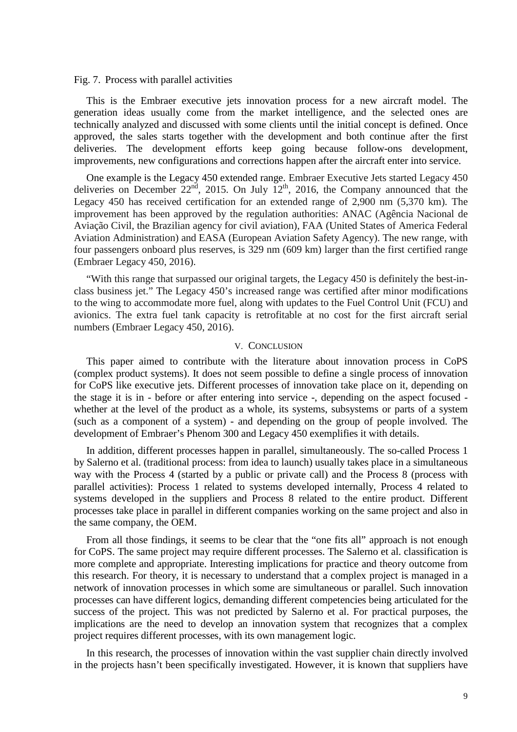Fig. 7. Process with parallel activities

This is the Embraer executive jets innovation process for a new aircraft model. The generation ideas usually come from the market intelligence, and the selected ones are technically analyzed and discussed with some clients until the initial concept is defined. Once approved, the sales starts together with the development and both continue after the first deliveries. The development efforts keep going because follow-ons development, improvements, new configurations and corrections happen after the aircraft enter into service.

One example is the Legacy 450 extended range. Embraer Executive Jets started Legacy 450 deliveries on December 22nd, 2015. On July 12th, 2016, the Company announced that the Legacy 450 has received certification for an extended range of 2,900 nm (5,370 km). The improvement has been approved by the regulation authorities: ANAC (Agência Nacional de Aviação Civil, the Brazilian agency for civil aviation), FAA (United States of America Federal Aviation Administration) and EASA (European Aviation Safety Agency). The new range, with four passengers onboard plus reserves, is 329 nm (609 km) larger than the first certified range (Embraer Legacy 450, 2016).

"With this range that surpassed our original targets, the Legacy 450 is definitely the best-in-class business jet." The Legacy 450's increased range was certified after minor modifications to the wing to accommodate more fuel, along with updates to the Fuel Control Unit (FCU) and avionics. The extra fuel tank capacity is retrofitable at no cost for the first aircraft serial numbers (Embraer Legacy 450, 2016).

## V. Conclusion

This paper aimed to contribute with the literature about innovation process in CoPS (complex product systems). It does not seem possible to define a single process of innovation for CoPS like executive jets. Different processes of innovation take place on it, depending on the stage it is in - before or after entering into service -, depending on the aspect focused - whether at the level of the product as a whole, its systems, subsystems or parts of a system (such as a component of a system) - and depending on the group of people involved. The development of Embraer's Phenom 300 and Legacy 450 exemplifies it with details.

In addition, different processes happen in parallel, simultaneously. The so-called Process 1 by Salerno et al. (traditional process: from idea to launch) usually takes place in a simultaneous way with the Process 4 (started by a public or private call) and the Process 8 (process with parallel activities): Process 1 related to systems developed internally, Process 4 related to systems developed in the suppliers and Process 8 related to the entire product. Different processes take place in parallel in different companies working on the same project and also in the same company, the OEM.

From all those findings, it seems to be clear that the "one fits all" approach is not enough for CoPS. The same project may require different processes. The Salerno et al. classification is more complete and appropriate. Interesting implications for practice and theory outcome from this research. For theory, it is necessary to understand that a complex project is managed in a network of innovation processes in which some are simultaneous or parallel. Such innovation processes can have different logics, demanding different competencies being articulated for the success of the project. This was not predicted by Salerno et al. For practical purposes, the implications are the need to develop an innovation system that recognizes that a complex project requires different processes, with its own management logic.

In this research, the processes of innovation within the vast supplier chain directly involved in the projects hasn't been specifically investigated. However, it is known that suppliers have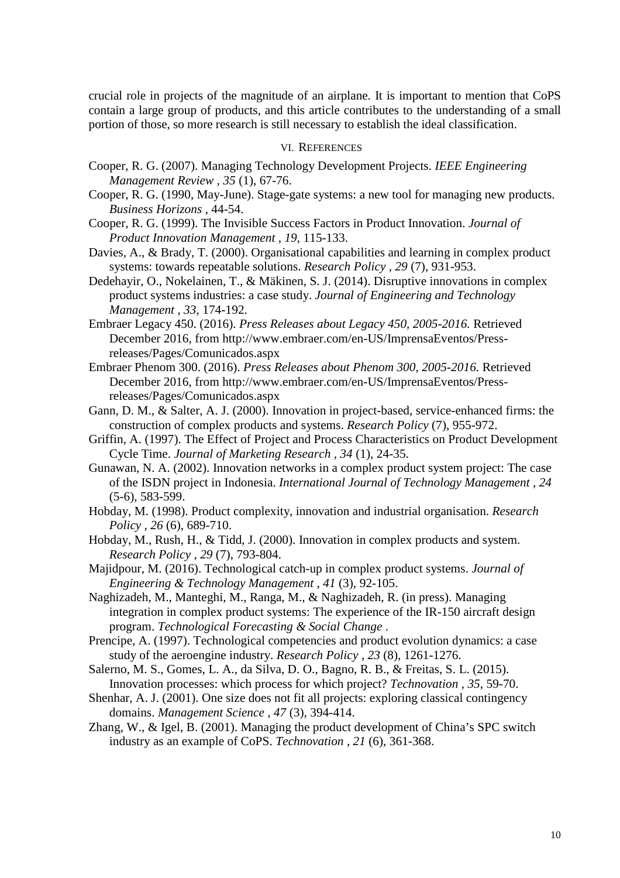crucial role in projects of the magnitude of an airplane. It is important to mention that CoPS contain a large group of products, and this article contributes to the understanding of a small portion of those, so more research is still necessary to establish the ideal classification.

## VI. References

Cooper, R. G. (2007). Managing Technology Development Projects. *IEEE Engineering Management Review , 35* (1), 67-76.

Cooper, R. G. (1990, May-June). Stage-gate systems: a new tool for managing new products. *Business Horizons* , 44-54.

Cooper, R. G. (1999). The Invisible Success Factors in Product Innovation. *Journal of Product Innovation Management , 19*, 115-133.

Davies, A., & Brady, T. (2000). Organisational capabilities and learning in complex product systems: towards repeatable solutions. *Research Policy , 29* (7), 931-953.

Dedehayir, O., Nokelainen, T., & Mäkinen, S. J. (2014). Disruptive innovations in complex product systems industries: a case study. *Journal of Engineering and Technology Management , 33*, 174-192.

Embraer Legacy 450. (2016). *Press Releases about Legacy 450, 2005-2016.* Retrieved December 2016, from http://www.embraer.com/en-US/ImprensaEventos/Press-releases/Pages/Comunicados.aspx

Embraer Phenom 300. (2016). *Press Releases about Phenom 300, 2005-2016.* Retrieved December 2016, from http://www.embraer.com/en-US/ImprensaEventos/Press-releases/Pages/Comunicados.aspx

Gann, D. M., & Salter, A. J. (2000). Innovation in project-based, service-enhanced firms: the construction of complex products and systems. *Research Policy* (7), 955-972.

Griffin, A. (1997). The Effect of Project and Process Characteristics on Product Development Cycle Time. *Journal of Marketing Research , 34* (1), 24-35.

Gunawan, N. A. (2002). Innovation networks in a complex product system project: The case of the ISDN project in Indonesia. *International Journal of Technology Management , 24* (5-6), 583-599.

Hobday, M. (1998). Product complexity, innovation and industrial organisation. *Research Policy , 26* (6), 689-710.

Hobday, M., Rush, H., & Tidd, J. (2000). Innovation in complex products and system. *Research Policy , 29* (7), 793-804.

Majidpour, M. (2016). Technological catch-up in complex product systems. *Journal of Engineering & Technology Management , 41* (3), 92-105.

Naghizadeh, M., Manteghi, M., Ranga, M., & Naghizadeh, R. (in press). Managing integration in complex product systems: The experience of the IR-150 aircraft design program. *Technological Forecasting & Social Change* .

Prencipe, A. (1997). Technological competencies and product evolution dynamics: a case study of the aeroengine industry. *Research Policy , 23* (8), 1261-1276.

Salerno, M. S., Gomes, L. A., da Silva, D. O., Bagno, R. B., & Freitas, S. L. (2015). Innovation processes: which process for which project? *Technovation , 35*, 59-70.

Shenhar, A. J. (2001). One size does not fit all projects: exploring classical contingency domains. *Management Science , 47* (3), 394-414.

Zhang, W., & Igel, B. (2001). Managing the product development of China's SPC switch industry as an example of CoPS. *Technovation , 21* (6), 361-368.